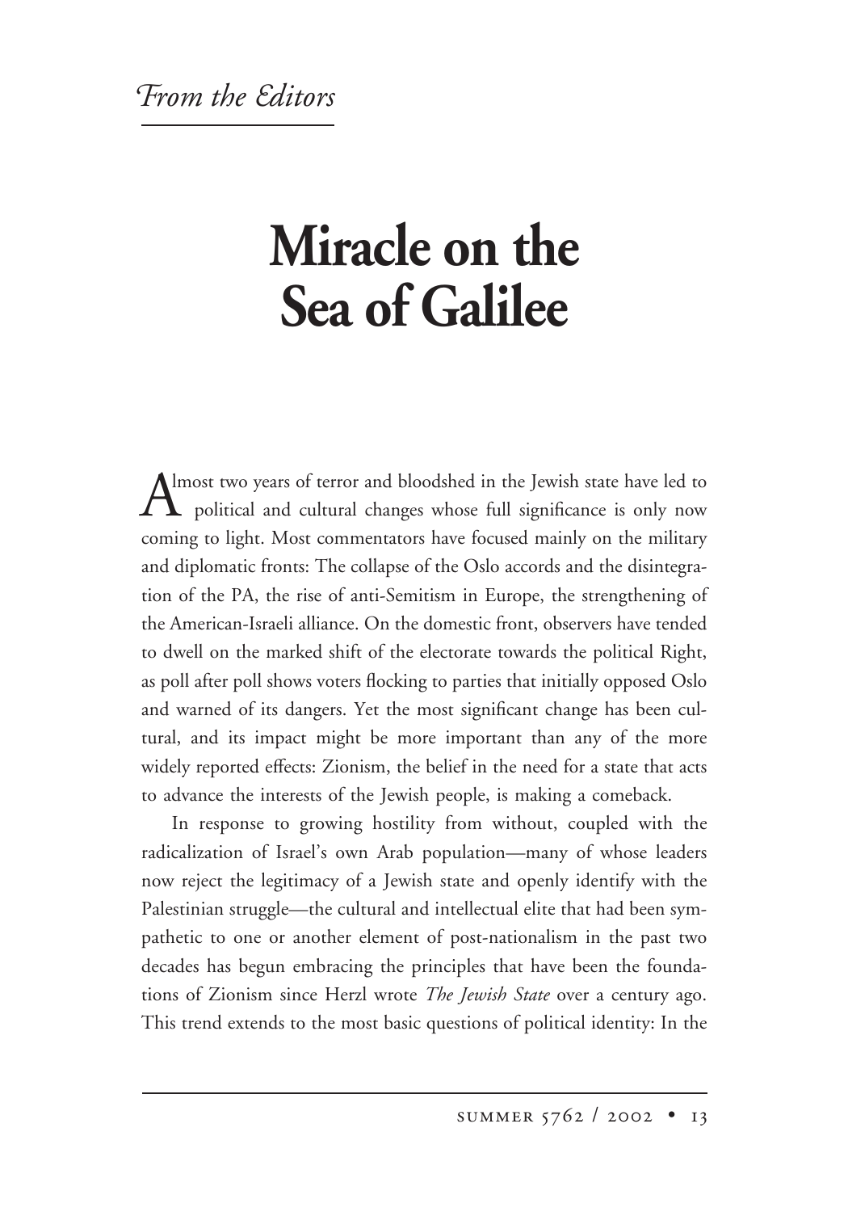*From the Editors*

# Miracle on the Sea of Galilee

Almost two years of terror and bloodshed in the Jewish state have led to political and cultural changes whose full significance is only now coming to light. Most commentators have focused mainly on the military and diplomatic fronts: The collapse of the Oslo accords and the disintegration of the PA, the rise of anti-Semitism in Europe, the strengthening of the American-Israeli alliance. On the domestic front, observers have tended to dwell on the marked shift of the electorate towards the political Right, as poll after poll shows voters flocking to parties that initially opposed Oslo and warned of its dangers. Yet the most significant change has been cultural, and its impact might be more important than any of the more widely reported effects: Zionism, the belief in the need for a state that acts to advance the interests of the Jewish people, is making a comeback.

In response to growing hostility from without, coupled with the radicalization of Israel's own Arab population—many of whose leaders now reject the legitimacy of a Jewish state and openly identify with the Palestinian struggle—the cultural and intellectual elite that had been sympathetic to one or another element of post-nationalism in the past two decades has begun embracing the principles that have been the foundations of Zionism since Herzl wrote *The Jewish State* over a century ago. This trend extends to the most basic questions of political identity: In the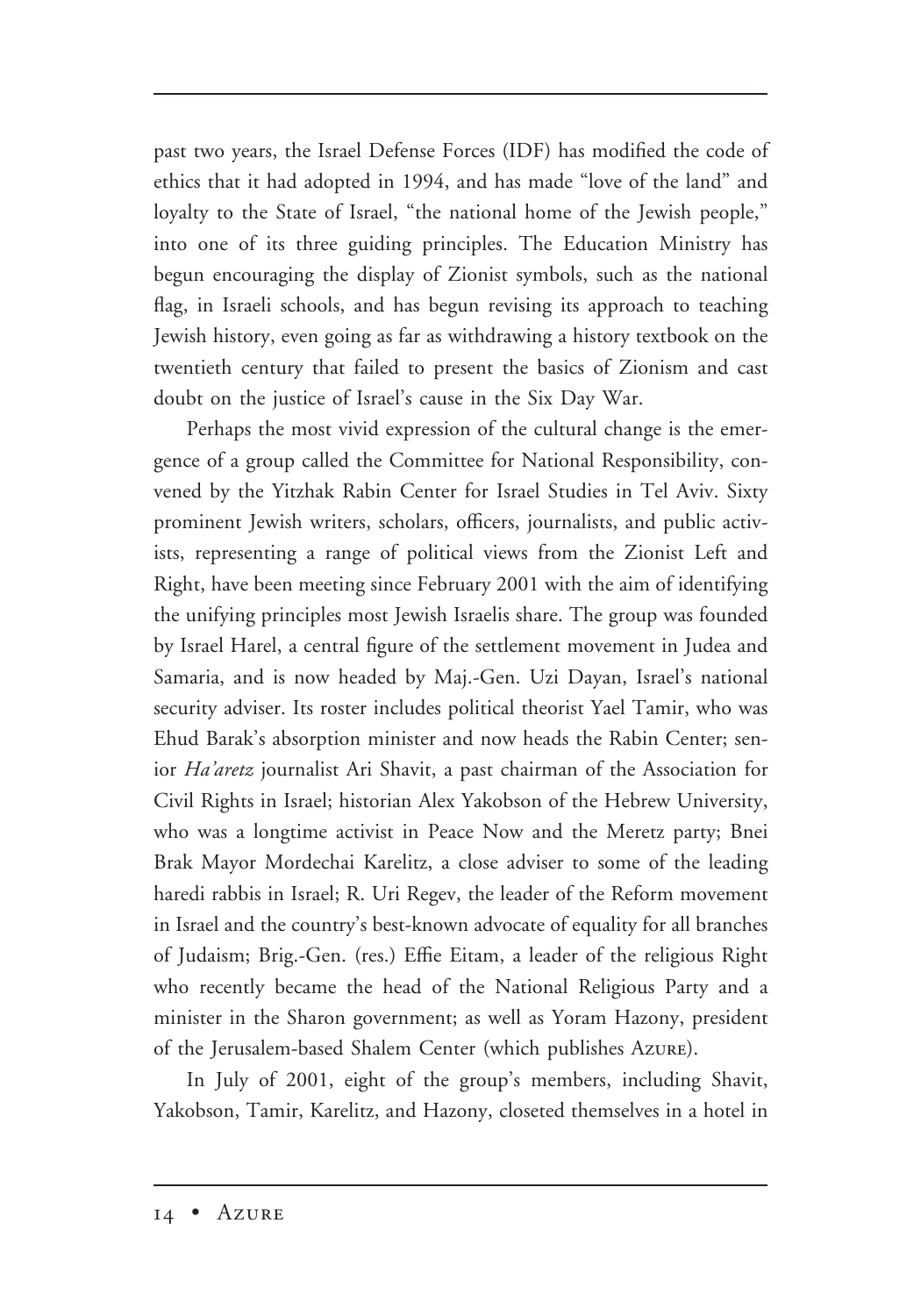past two years, the Israel Defense Forces (IDF) has modified the code of ethics that it had adopted in 1994, and has made "love of the land" and loyalty to the State of Israel, "the national home of the Jewish people," into one of its three guiding principles. The Education Ministry has begun encouraging the display of Zionist symbols, such as the national flag, in Israeli schools, and has begun revising its approach to teaching Jewish history, even going as far as withdrawing a history textbook on the twentieth century that failed to present the basics of Zionism and cast doubt on the justice of Israel's cause in the Six Day War.

Perhaps the most vivid expression of the cultural change is the emergence of a group called the Committee for National Responsibility, convened by the Yitzhak Rabin Center for Israel Studies in Tel Aviv. Sixty prominent Jewish writers, scholars, officers, journalists, and public activists, representing a range of political views from the Zionist Left and Right, have been meeting since February 2001 with the aim of identifying the unifying principles most Jewish Israelis share. The group was founded by Israel Harel, a central figure of the settlement movement in Judea and Samaria, and is now headed by Maj.-Gen. Uzi Dayan, Israel's national security adviser. Its roster includes political theorist Yael Tamir, who was Ehud Barak's absorption minister and now heads the Rabin Center; senior *Ha'aretz* journalist Ari Shavit, a past chairman of the Association for Civil Rights in Israel; historian Alex Yakobson of the Hebrew University, who was a longtime activist in Peace Now and the Meretz party; Bnei Brak Mayor Mordechai Karelitz, a close adviser to some of the leading haredi rabbis in Israel; R. Uri Regev, the leader of the Reform movement in Israel and the country's best-known advocate of equality for all branches of Judaism; Brig.-Gen. (res.) Effie Eitam, a leader of the religious Right who recently became the head of the National Religious Party and a minister in the Sharon government; as well as Yoram Hazony, president of the Jerusalem-based Shalem Center (which publishes Azure).

In July of 2001, eight of the group's members, including Shavit, Yakobson, Tamir, Karelitz, and Hazony, closeted themselves in a hotel in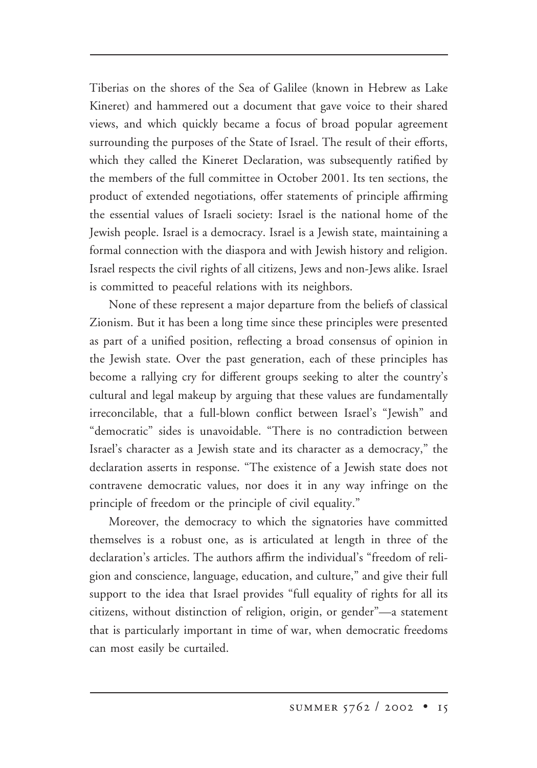Tiberias on the shores of the Sea of Galilee (known in Hebrew as Lake Kineret) and hammered out a document that gave voice to their shared views, and which quickly became a focus of broad popular agreement surrounding the purposes of the State of Israel. The result of their efforts, which they called the Kineret Declaration, was subsequently ratified by the members of the full committee in October 2001. Its ten sections, the product of extended negotiations, offer statements of principle affirming the essential values of Israeli society: Israel is the national home of the Jewish people. Israel is a democracy. Israel is a Jewish state, maintaining a formal connection with the diaspora and with Jewish history and religion. Israel respects the civil rights of all citizens, Jews and non-Jews alike. Israel is committed to peaceful relations with its neighbors.

None of these represent a major departure from the beliefs of classical Zionism. But it has been a long time since these principles were presented as part of a unified position, reflecting a broad consensus of opinion in the Jewish state. Over the past generation, each of these principles has become a rallying cry for different groups seeking to alter the country's cultural and legal makeup by arguing that these values are fundamentally irreconcilable, that a full-blown conflict between Israel's "Jewish" and "democratic" sides is unavoidable. "There is no contradiction between Israel's character as a Jewish state and its character as a democracy," the declaration asserts in response. "The existence of a Jewish state does not contravene democratic values, nor does it in any way infringe on the principle of freedom or the principle of civil equality."

Moreover, the democracy to which the signatories have committed themselves is a robust one, as is articulated at length in three of the declaration's articles. The authors affirm the individual's "freedom of religion and conscience, language, education, and culture," and give their full support to the idea that Israel provides "full equality of rights for all its citizens, without distinction of religion, origin, or gender"—a statement that is particularly important in time of war, when democratic freedoms can most easily be curtailed.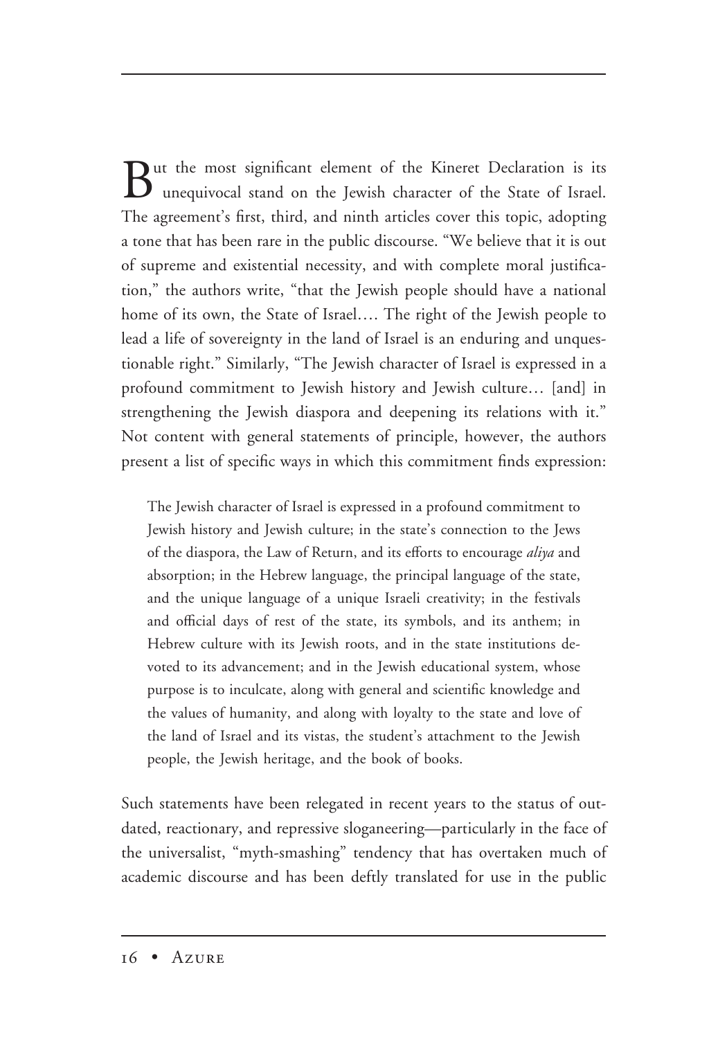But the most significant element of the Kineret Declaration is its unequivocal stand on the Jewish character of the State of Israel. The agreement's first, third, and ninth articles cover this topic, adopting a tone that has been rare in the public discourse. "We believe that it is out of supreme and existential necessity, and with complete moral justification," the authors write, "that the Jewish people should have a national home of its own, the State of Israel.... The right of the Jewish people to lead a life of sovereignty in the land of Israel is an enduring and unquestionable right." Similarly, "The Jewish character of Israel is expressed in a profound commitment to Jewish history and Jewish culture… [and] in strengthening the Jewish diaspora and deepening its relations with it." Not content with general statements of principle, however, the authors present a list of specific ways in which this commitment finds expression:

> The Jewish character of Israel is expressed in a profound commitment to Jewish history and Jewish culture; in the state's connection to the Jews of the diaspora, the Law of Return, and its efforts to encourage *aliya* and absorption; in the Hebrew language, the principal language of the state, and the unique language of a unique Israeli creativity; in the festivals and official days of rest of the state, its symbols, and its anthem; in Hebrew culture with its Jewish roots, and in the state institutions devoted to its advancement; and in the Jewish educational system, whose purpose is to inculcate, along with general and scientific knowledge and the values of humanity, and along with loyalty to the state and love of the land of Israel and its vistas, the student's attachment to the Jewish people, the Jewish heritage, and the book of books.

Such statements have been relegated in recent years to the status of outdated, reactionary, and repressive sloganeering—particularly in the face of the universalist, "myth-smashing" tendency that has overtaken much of academic discourse and has been deftly translated for use in the public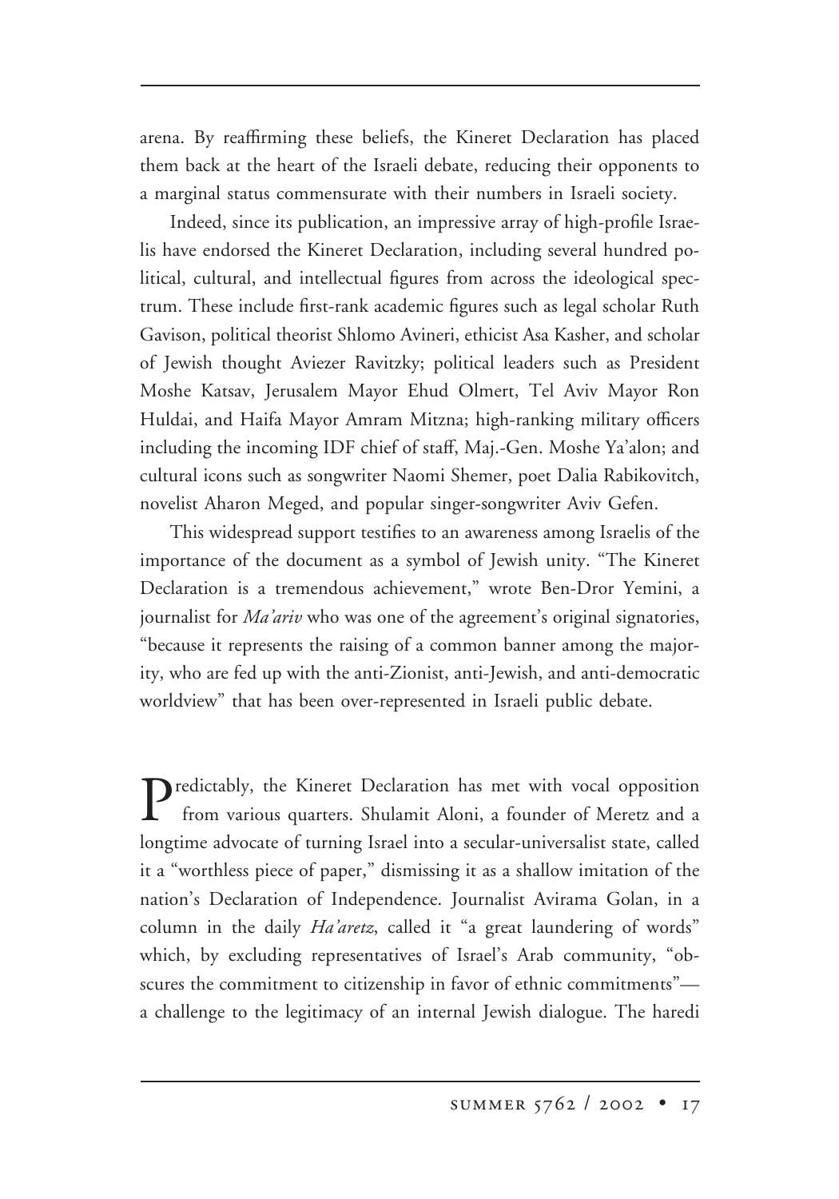arena. By reaffirming these beliefs, the Kineret Declaration has placed them back at the heart of the Israeli debate, reducing their opponents to a marginal status commensurate with their numbers in Israeli society.

Indeed, since its publication, an impressive array of high-profile Israelis have endorsed the Kineret Declaration, including several hundred political, cultural, and intellectual figures from across the ideological spectrum. These include first-rank academic figures such as legal scholar Ruth Gavison, political theorist Shlomo Avineri, ethicist Asa Kasher, and scholar of Jewish thought Aviezer Ravitzky; political leaders such as President Moshe Katsav, Jerusalem Mayor Ehud Olmert, Tel Aviv Mayor Ron Huldai, and Haifa Mayor Amram Mitzna; high-ranking military officers including the incoming IDF chief of staff, Maj.-Gen. Moshe Ya'alon; and cultural icons such as songwriter Naomi Shemer, poet Dalia Rabikovitch, novelist Aharon Meged, and popular singer-songwriter Aviv Gefen.

This widespread support testifies to an awareness among Israelis of the importance of the document as a symbol of Jewish unity. "The Kineret Declaration is a tremendous achievement," wrote Ben-Dror Yemini, a journalist for *Ma'ariv* who was one of the agreement's original signatories, "because it represents the raising of a common banner among the majority, who are fed up with the anti-Zionist, anti-Jewish, and anti-democratic worldview" that has been over-represented in Israeli public debate.

Predictably, the Kineret Declaration has met with vocal opposition from various quarters. Shulamit Aloni, a founder of Meretz and a longtime advocate of turning Israel into a secular-universalist state, called it a "worthless piece of paper," dismissing it as a shallow imitation of the nation's Declaration of Independence. Journalist Avirama Golan, in a column in the daily *Ha'aretz*, called it "a great laundering of words" which, by excluding representatives of Israel's Arab community, "obscures the commitment to citizenship in favor of ethnic commitments"—a challenge to the legitimacy of an internal Jewish dialogue. The haredi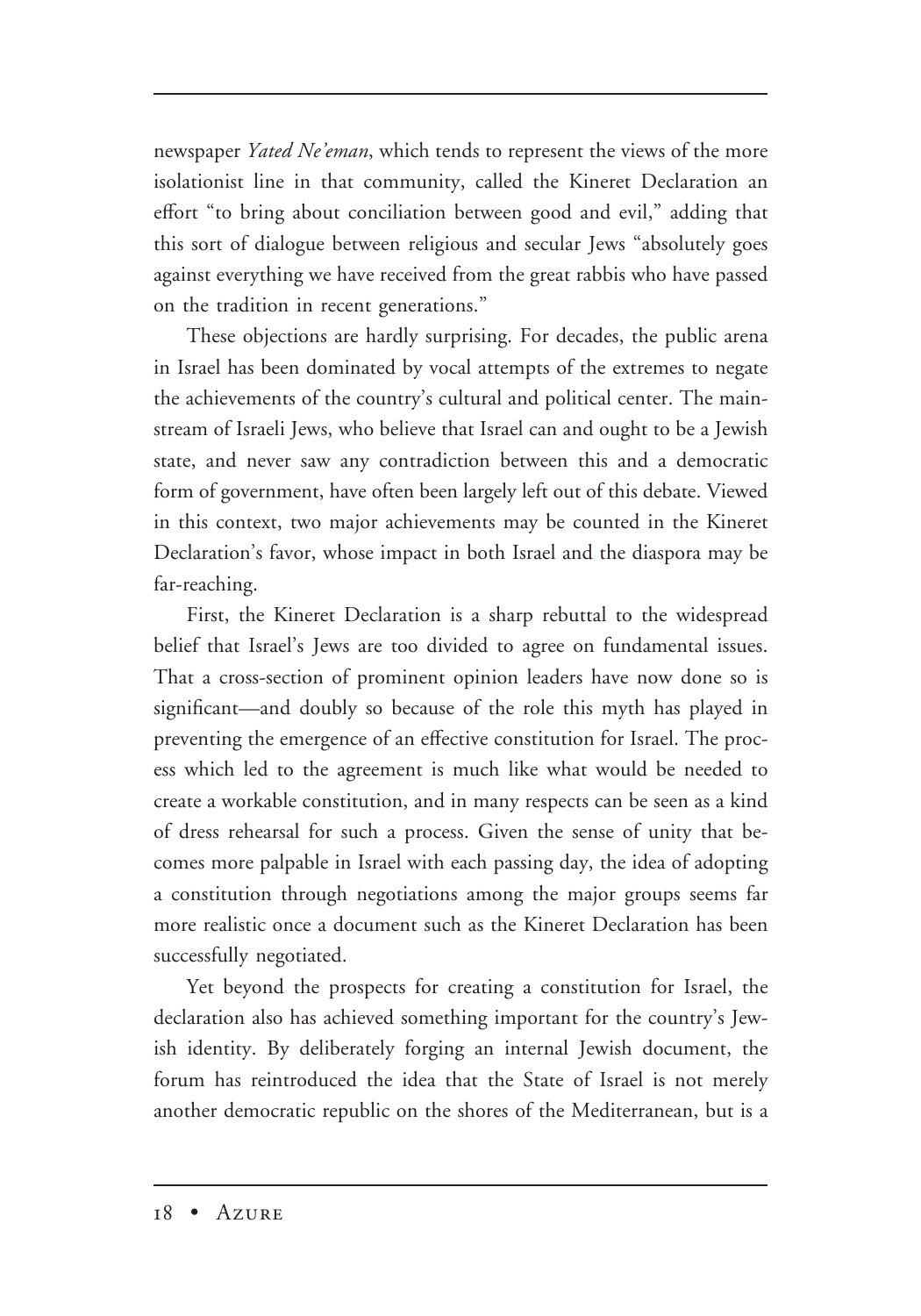newspaper *Yated Ne'eman*, which tends to represent the views of the more isolationist line in that community, called the Kineret Declaration an effort "to bring about conciliation between good and evil," adding that this sort of dialogue between religious and secular Jews "absolutely goes against everything we have received from the great rabbis who have passed on the tradition in recent generations."

These objections are hardly surprising. For decades, the public arena in Israel has been dominated by vocal attempts of the extremes to negate the achievements of the country's cultural and political center. The mainstream of Israeli Jews, who believe that Israel can and ought to be a Jewish state, and never saw any contradiction between this and a democratic form of government, have often been largely left out of this debate. Viewed in this context, two major achievements may be counted in the Kineret Declaration's favor, whose impact in both Israel and the diaspora may be far-reaching.

First, the Kineret Declaration is a sharp rebuttal to the widespread belief that Israel's Jews are too divided to agree on fundamental issues. That a cross-section of prominent opinion leaders have now done so is significant—and doubly so because of the role this myth has played in preventing the emergence of an effective constitution for Israel. The process which led to the agreement is much like what would be needed to create a workable constitution, and in many respects can be seen as a kind of dress rehearsal for such a process. Given the sense of unity that becomes more palpable in Israel with each passing day, the idea of adopting a constitution through negotiations among the major groups seems far more realistic once a document such as the Kineret Declaration has been successfully negotiated.

Yet beyond the prospects for creating a constitution for Israel, the declaration also has achieved something important for the country's Jewish identity. By deliberately forging an internal Jewish document, the forum has reintroduced the idea that the State of Israel is not merely another democratic republic on the shores of the Mediterranean, but is a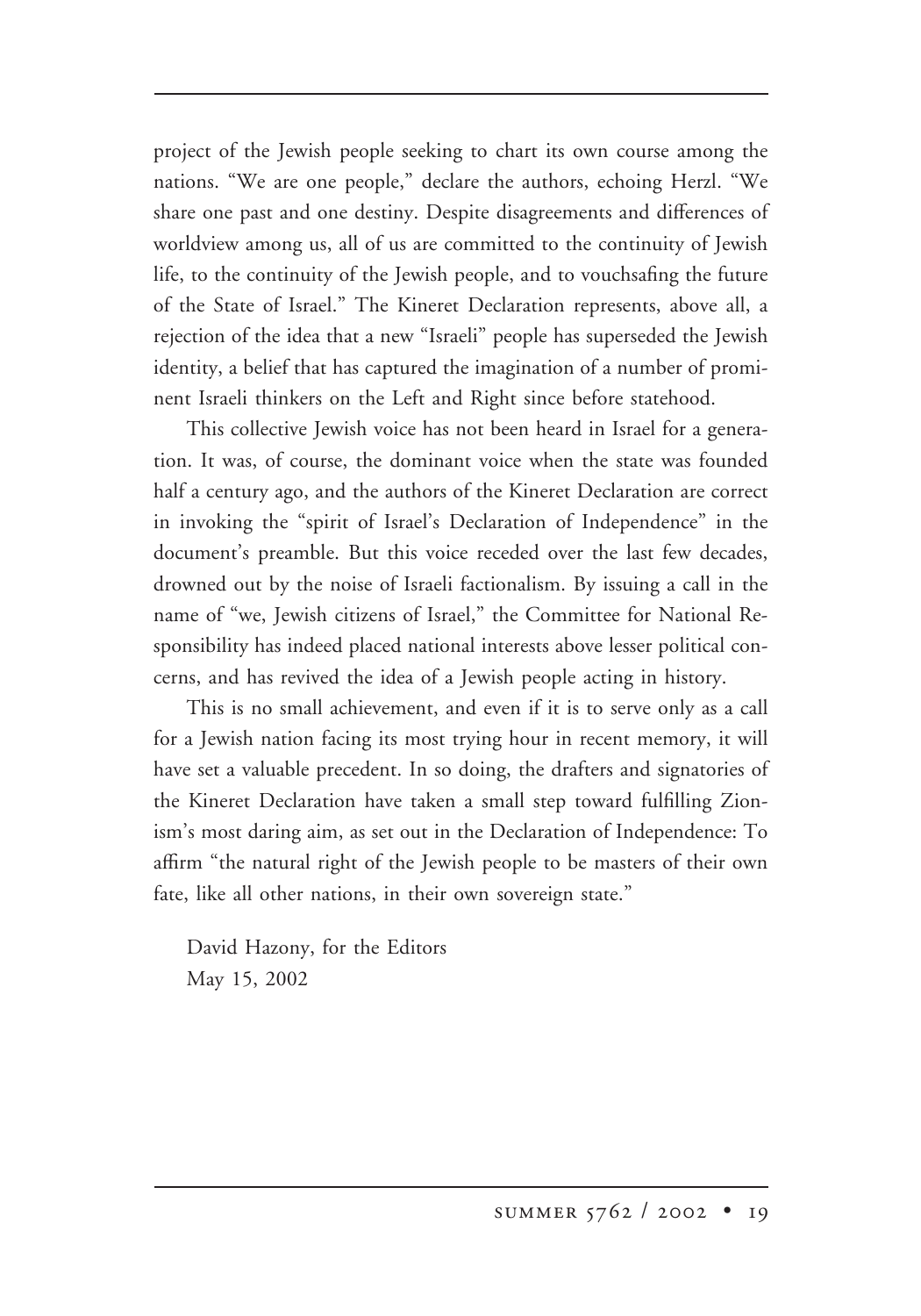project of the Jewish people seeking to chart its own course among the nations. "We are one people," declare the authors, echoing Herzl. "We share one past and one destiny. Despite disagreements and differences of worldview among us, all of us are committed to the continuity of Jewish life, to the continuity of the Jewish people, and to vouchsafing the future of the State of Israel." The Kineret Declaration represents, above all, a rejection of the idea that a new "Israeli" people has superseded the Jewish identity, a belief that has captured the imagination of a number of prominent Israeli thinkers on the Left and Right since before statehood.

This collective Jewish voice has not been heard in Israel for a generation. It was, of course, the dominant voice when the state was founded half a century ago, and the authors of the Kineret Declaration are correct in invoking the "spirit of Israel's Declaration of Independence" in the document's preamble. But this voice receded over the last few decades, drowned out by the noise of Israeli factionalism. By issuing a call in the name of "we, Jewish citizens of Israel," the Committee for National Responsibility has indeed placed national interests above lesser political concerns, and has revived the idea of a Jewish people acting in history.

This is no small achievement, and even if it is to serve only as a call for a Jewish nation facing its most trying hour in recent memory, it will have set a valuable precedent. In so doing, the drafters and signatories of the Kineret Declaration have taken a small step toward fulfilling Zionism's most daring aim, as set out in the Declaration of Independence: To affirm "the natural right of the Jewish people to be masters of their own fate, like all other nations, in their own sovereign state."

David Hazony, for the Editors
May 15, 2002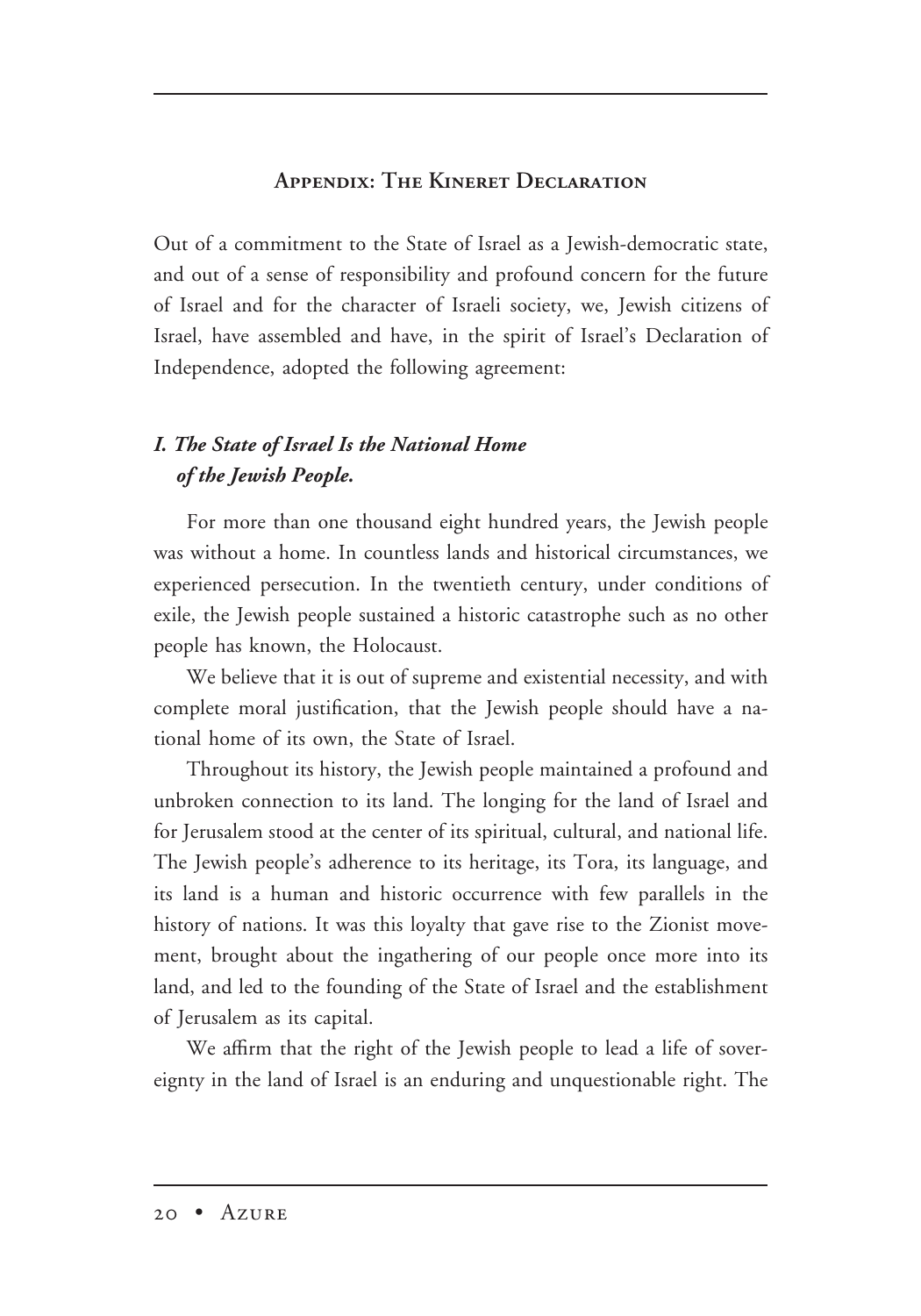## Appendix: The Kineret Declaration

Out of a commitment to the State of Israel as a Jewish-democratic state, and out of a sense of responsibility and profound concern for the future of Israel and for the character of Israeli society, we, Jewish citizens of Israel, have assembled and have, in the spirit of Israel's Declaration of Independence, adopted the following agreement:

### *I. The State of Israel Is the National Home of the Jewish People.*

For more than one thousand eight hundred years, the Jewish people was without a home. In countless lands and historical circumstances, we experienced persecution. In the twentieth century, under conditions of exile, the Jewish people sustained a historic catastrophe such as no other people has known, the Holocaust.

We believe that it is out of supreme and existential necessity, and with complete moral justification, that the Jewish people should have a national home of its own, the State of Israel.

Throughout its history, the Jewish people maintained a profound and unbroken connection to its land. The longing for the land of Israel and for Jerusalem stood at the center of its spiritual, cultural, and national life. The Jewish people's adherence to its heritage, its Tora, its language, and its land is a human and historic occurrence with few parallels in the history of nations. It was this loyalty that gave rise to the Zionist movement, brought about the ingathering of our people once more into its land, and led to the founding of the State of Israel and the establishment of Jerusalem as its capital.

We affirm that the right of the Jewish people to lead a life of sovereignty in the land of Israel is an enduring and unquestionable right. The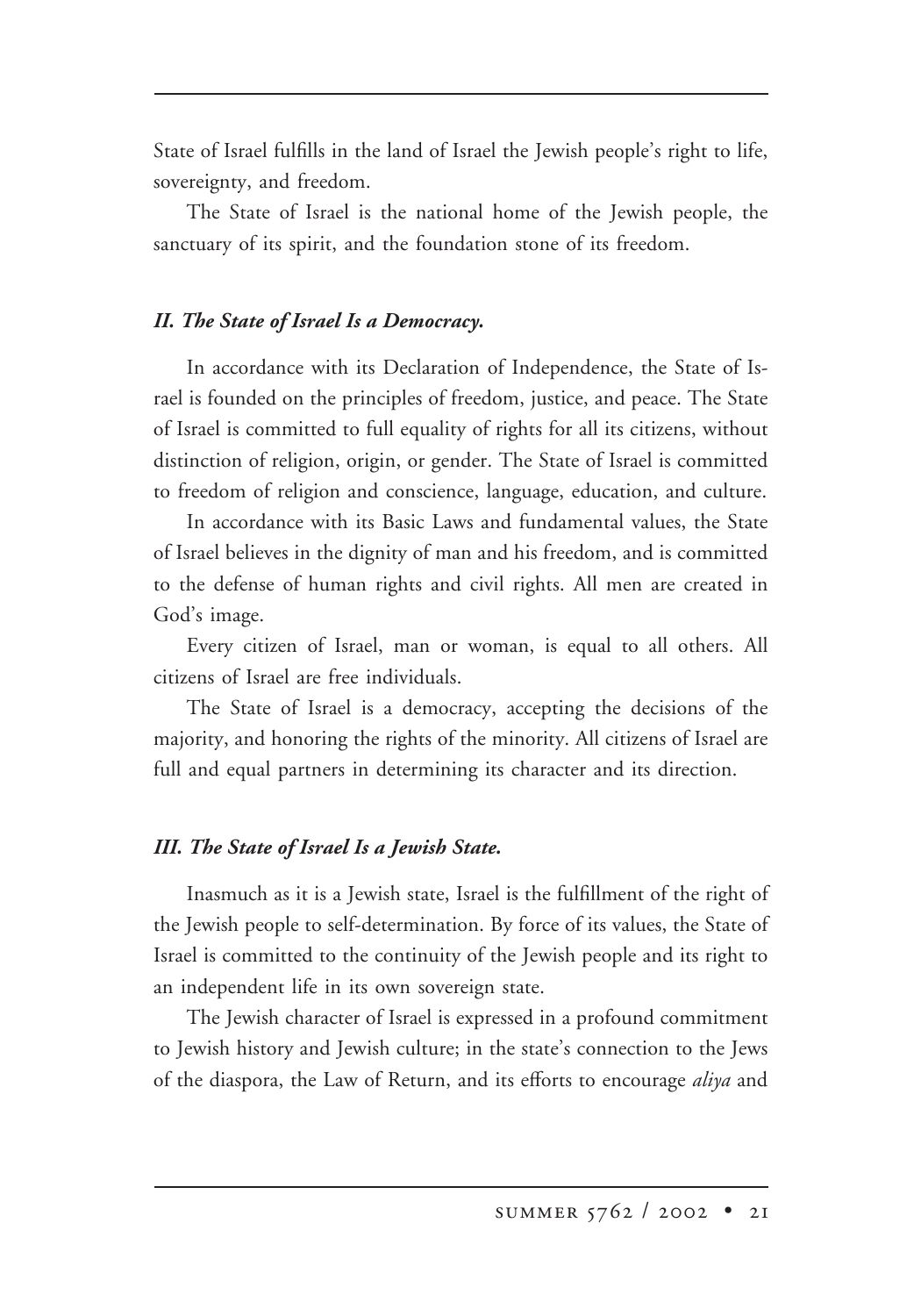State of Israel fulfills in the land of Israel the Jewish people's right to life, sovereignty, and freedom.

The State of Israel is the national home of the Jewish people, the sanctuary of its spirit, and the foundation stone of its freedom.

### *II. The State of Israel Is a Democracy.*

In accordance with its Declaration of Independence, the State of Israel is founded on the principles of freedom, justice, and peace. The State of Israel is committed to full equality of rights for all its citizens, without distinction of religion, origin, or gender. The State of Israel is committed to freedom of religion and conscience, language, education, and culture.

In accordance with its Basic Laws and fundamental values, the State of Israel believes in the dignity of man and his freedom, and is committed to the defense of human rights and civil rights. All men are created in God's image.

Every citizen of Israel, man or woman, is equal to all others. All citizens of Israel are free individuals.

The State of Israel is a democracy, accepting the decisions of the majority, and honoring the rights of the minority. All citizens of Israel are full and equal partners in determining its character and its direction.

### *III. The State of Israel Is a Jewish State.*

Inasmuch as it is a Jewish state, Israel is the fulfillment of the right of the Jewish people to self-determination. By force of its values, the State of Israel is committed to the continuity of the Jewish people and its right to an independent life in its own sovereign state.

The Jewish character of Israel is expressed in a profound commitment to Jewish history and Jewish culture; in the state's connection to the Jews of the diaspora, the Law of Return, and its efforts to encourage *aliya* and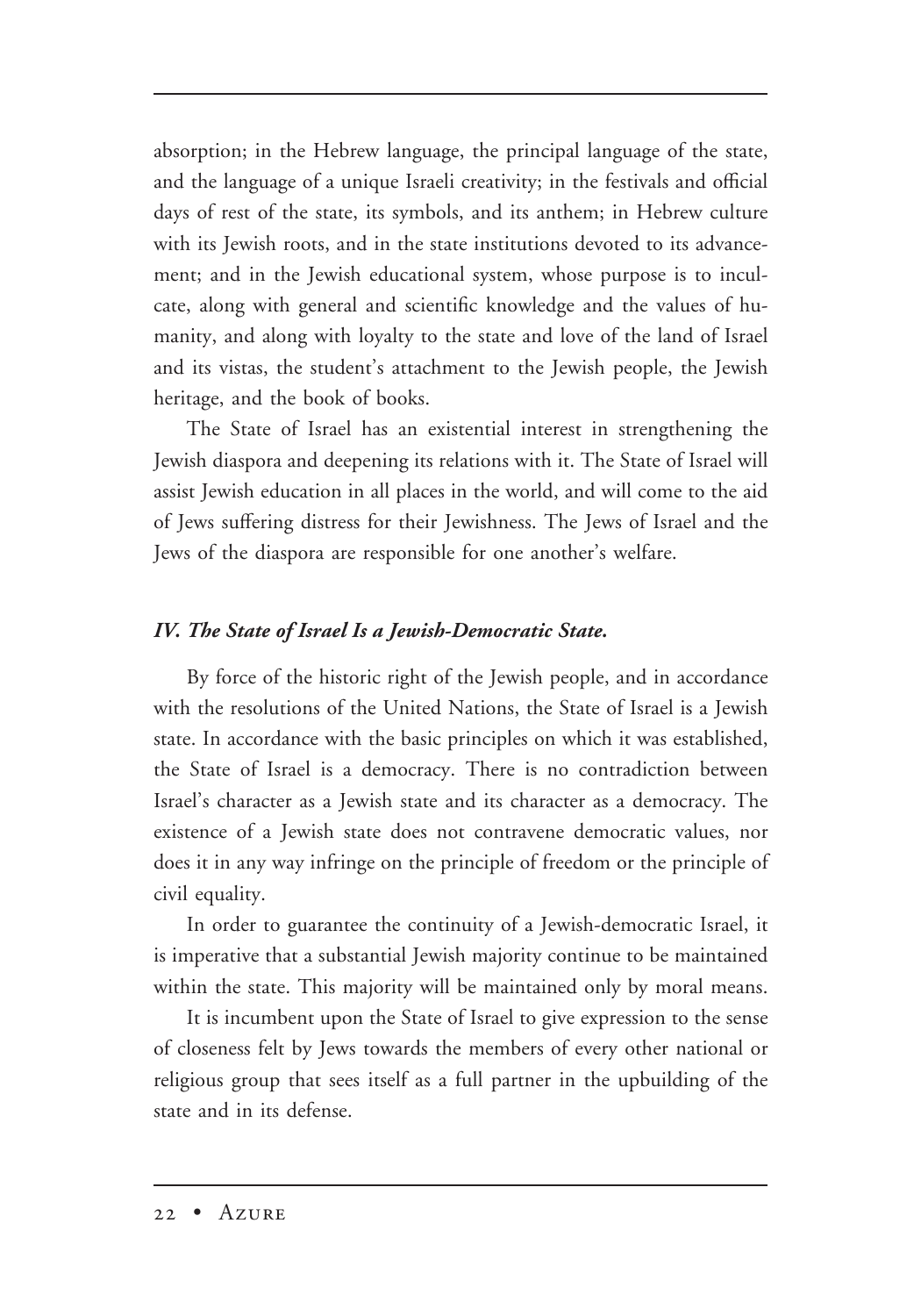absorption; in the Hebrew language, the principal language of the state, and the language of a unique Israeli creativity; in the festivals and official days of rest of the state, its symbols, and its anthem; in Hebrew culture with its Jewish roots, and in the state institutions devoted to its advancement; and in the Jewish educational system, whose purpose is to inculcate, along with general and scientific knowledge and the values of humanity, and along with loyalty to the state and love of the land of Israel and its vistas, the student's attachment to the Jewish people, the Jewish heritage, and the book of books.

The State of Israel has an existential interest in strengthening the Jewish diaspora and deepening its relations with it. The State of Israel will assist Jewish education in all places in the world, and will come to the aid of Jews suffering distress for their Jewishness. The Jews of Israel and the Jews of the diaspora are responsible for one another's welfare.

### *IV. The State of Israel Is a Jewish-Democratic State.*

By force of the historic right of the Jewish people, and in accordance with the resolutions of the United Nations, the State of Israel is a Jewish state. In accordance with the basic principles on which it was established, the State of Israel is a democracy. There is no contradiction between Israel's character as a Jewish state and its character as a democracy. The existence of a Jewish state does not contravene democratic values, nor does it in any way infringe on the principle of freedom or the principle of civil equality.

In order to guarantee the continuity of a Jewish-democratic Israel, it is imperative that a substantial Jewish majority continue to be maintained within the state. This majority will be maintained only by moral means.

It is incumbent upon the State of Israel to give expression to the sense of closeness felt by Jews towards the members of every other national or religious group that sees itself as a full partner in the upbuilding of the state and in its defense.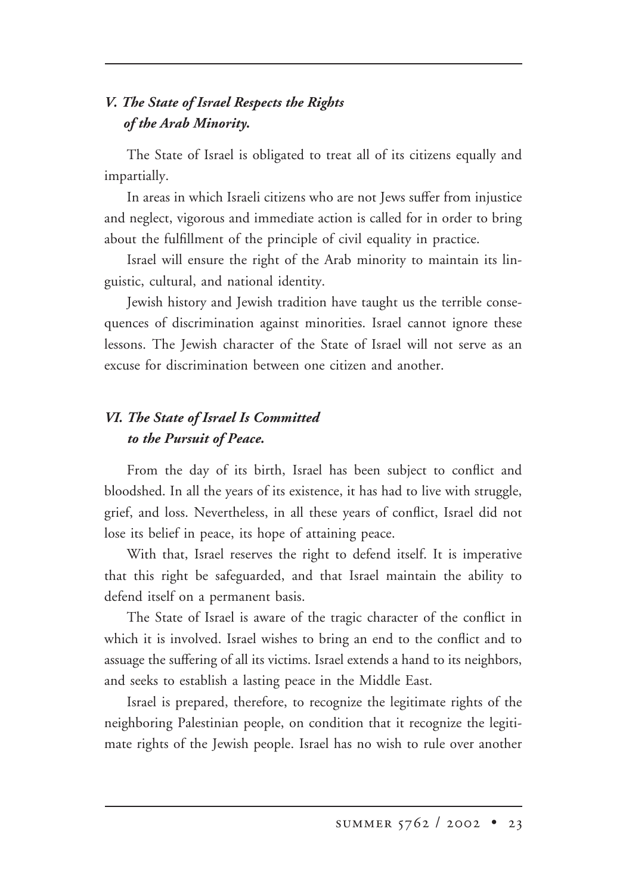### *V. The State of Israel Respects the Rights of the Arab Minority.*

The State of Israel is obligated to treat all of its citizens equally and impartially.

In areas in which Israeli citizens who are not Jews suffer from injustice and neglect, vigorous and immediate action is called for in order to bring about the fulfillment of the principle of civil equality in practice.

Israel will ensure the right of the Arab minority to maintain its linguistic, cultural, and national identity.

Jewish history and Jewish tradition have taught us the terrible consequences of discrimination against minorities. Israel cannot ignore these lessons. The Jewish character of the State of Israel will not serve as an excuse for discrimination between one citizen and another.

### *VI. The State of Israel Is Committed to the Pursuit of Peace.*

From the day of its birth, Israel has been subject to conflict and bloodshed. In all the years of its existence, it has had to live with struggle, grief, and loss. Nevertheless, in all these years of conflict, Israel did not lose its belief in peace, its hope of attaining peace.

With that, Israel reserves the right to defend itself. It is imperative that this right be safeguarded, and that Israel maintain the ability to defend itself on a permanent basis.

The State of Israel is aware of the tragic character of the conflict in which it is involved. Israel wishes to bring an end to the conflict and to assuage the suffering of all its victims. Israel extends a hand to its neighbors, and seeks to establish a lasting peace in the Middle East.

Israel is prepared, therefore, to recognize the legitimate rights of the neighboring Palestinian people, on condition that it recognize the legitimate rights of the Jewish people. Israel has no wish to rule over another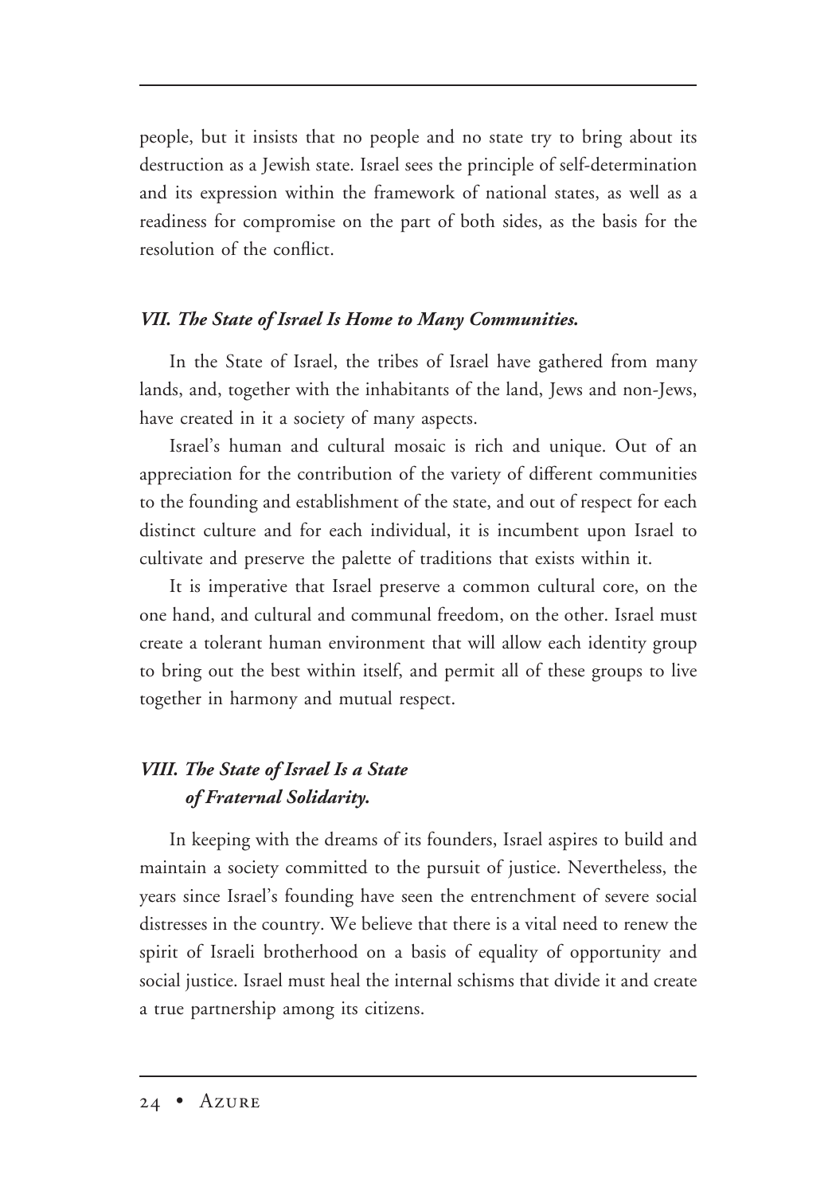people, but it insists that no people and no state try to bring about its destruction as a Jewish state. Israel sees the principle of self-determination and its expression within the framework of national states, as well as a readiness for compromise on the part of both sides, as the basis for the resolution of the conflict.

### *VII. The State of Israel Is Home to Many Communities.*

In the State of Israel, the tribes of Israel have gathered from many lands, and, together with the inhabitants of the land, Jews and non-Jews, have created in it a society of many aspects.

Israel's human and cultural mosaic is rich and unique. Out of an appreciation for the contribution of the variety of different communities to the founding and establishment of the state, and out of respect for each distinct culture and for each individual, it is incumbent upon Israel to cultivate and preserve the palette of traditions that exists within it.

It is imperative that Israel preserve a common cultural core, on the one hand, and cultural and communal freedom, on the other. Israel must create a tolerant human environment that will allow each identity group to bring out the best within itself, and permit all of these groups to live together in harmony and mutual respect.

### *VIII. The State of Israel Is a State of Fraternal Solidarity.*

In keeping with the dreams of its founders, Israel aspires to build and maintain a society committed to the pursuit of justice. Nevertheless, the years since Israel's founding have seen the entrenchment of severe social distresses in the country. We believe that there is a vital need to renew the spirit of Israeli brotherhood on a basis of equality of opportunity and social justice. Israel must heal the internal schisms that divide it and create a true partnership among its citizens.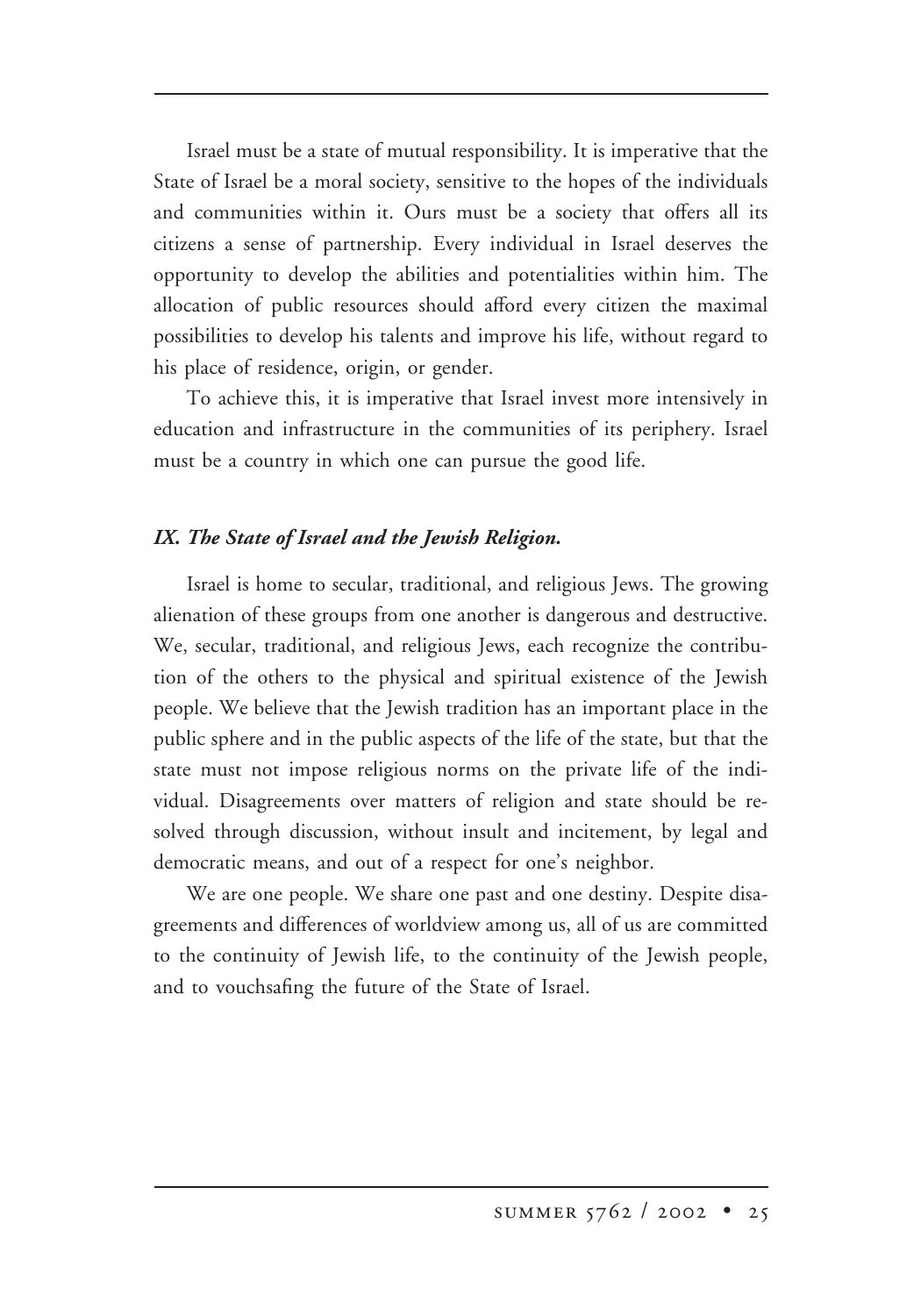Israel must be a state of mutual responsibility. It is imperative that the State of Israel be a moral society, sensitive to the hopes of the individuals and communities within it. Ours must be a society that offers all its citizens a sense of partnership. Every individual in Israel deserves the opportunity to develop the abilities and potentialities within him. The allocation of public resources should afford every citizen the maximal possibilities to develop his talents and improve his life, without regard to his place of residence, origin, or gender.

To achieve this, it is imperative that Israel invest more intensively in education and infrastructure in the communities of its periphery. Israel must be a country in which one can pursue the good life.

### *IX. The State of Israel and the Jewish Religion.*

Israel is home to secular, traditional, and religious Jews. The growing alienation of these groups from one another is dangerous and destructive. We, secular, traditional, and religious Jews, each recognize the contribution of the others to the physical and spiritual existence of the Jewish people. We believe that the Jewish tradition has an important place in the public sphere and in the public aspects of the life of the state, but that the state must not impose religious norms on the private life of the individual. Disagreements over matters of religion and state should be resolved through discussion, without insult and incitement, by legal and democratic means, and out of a respect for one's neighbor.

We are one people. We share one past and one destiny. Despite disagreements and differences of worldview among us, all of us are committed to the continuity of Jewish life, to the continuity of the Jewish people, and to vouchsafing the future of the State of Israel.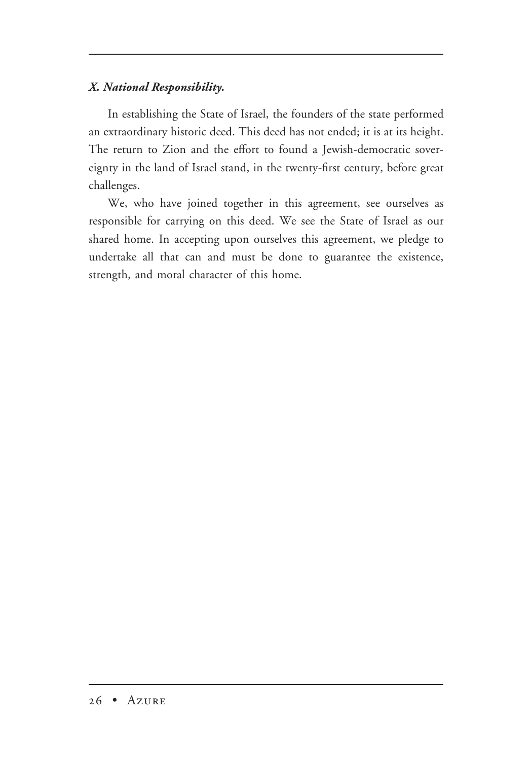### *X. National Responsibility.*

In establishing the State of Israel, the founders of the state performed an extraordinary historic deed. This deed has not ended; it is at its height. The return to Zion and the effort to found a Jewish-democratic sovereignty in the land of Israel stand, in the twenty-first century, before great challenges.

We, who have joined together in this agreement, see ourselves as responsible for carrying on this deed. We see the State of Israel as our shared home. In accepting upon ourselves this agreement, we pledge to undertake all that can and must be done to guarantee the existence, strength, and moral character of this home.